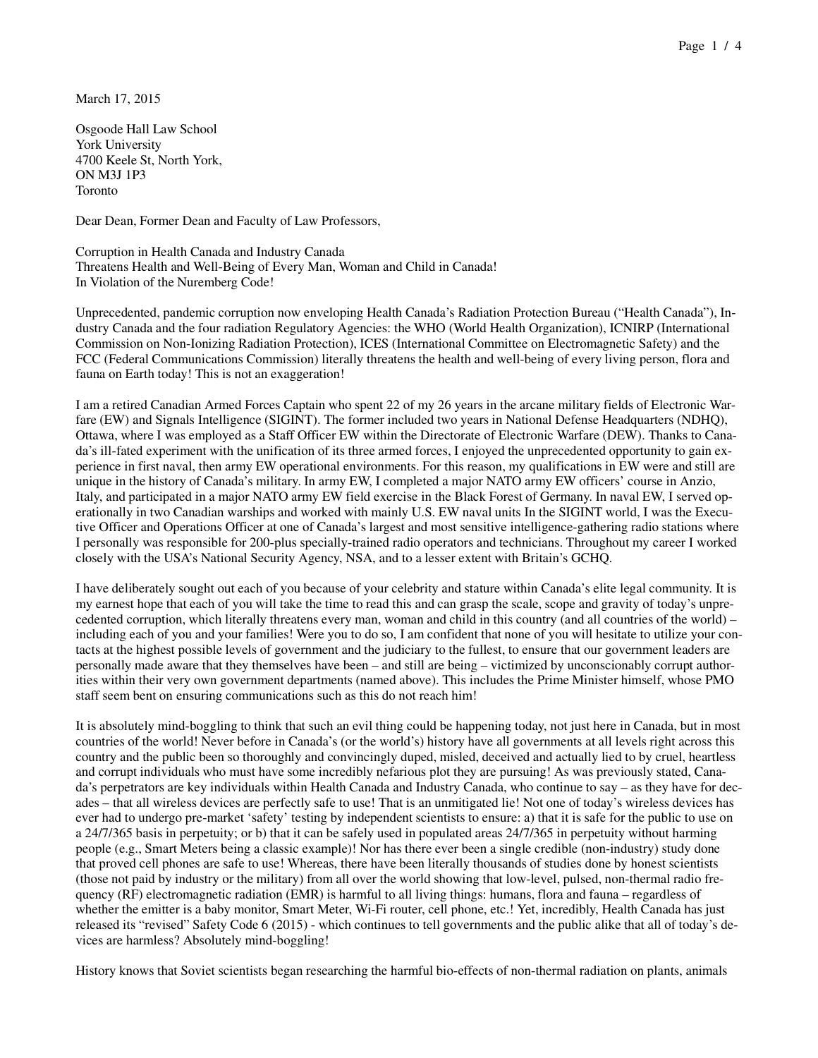March 17, 2015

Osgoode Hall Law School
York University
4700 Keele St, North York,
ON M3J 1P3
Toronto

Dear Dean, Former Dean and Faculty of Law Professors,

Corruption in Health Canada and Industry Canada
Threatens Health and Well-Being of Every Man, Woman and Child in Canada!
In Violation of the Nuremberg Code!

Unprecedented, pandemic corruption now enveloping Health Canada's Radiation Protection Bureau ("Health Canada"), Industry Canada and the four radiation Regulatory Agencies: the WHO (World Health Organization), ICNIRP (International Commission on Non-Ionizing Radiation Protection), ICES (International Committee on Electromagnetic Safety) and the FCC (Federal Communications Commission) literally threatens the health and well-being of every living person, flora and fauna on Earth today! This is not an exaggeration!

I am a retired Canadian Armed Forces Captain who spent 22 of my 26 years in the arcane military fields of Electronic Warfare (EW) and Signals Intelligence (SIGINT). The former included two years in National Defense Headquarters (NDHQ), Ottawa, where I was employed as a Staff Officer EW within the Directorate of Electronic Warfare (DEW). Thanks to Canada's ill-fated experiment with the unification of its three armed forces, I enjoyed the unprecedented opportunity to gain experience in first naval, then army EW operational environments. For this reason, my qualifications in EW were and still are unique in the history of Canada's military. In army EW, I completed a major NATO army EW officers' course in Anzio, Italy, and participated in a major NATO army EW field exercise in the Black Forest of Germany. In naval EW, I served operationally in two Canadian warships and worked with mainly U.S. EW naval units In the SIGINT world, I was the Executive Officer and Operations Officer at one of Canada's largest and most sensitive intelligence-gathering radio stations where I personally was responsible for 200-plus specially-trained radio operators and technicians. Throughout my career I worked closely with the USA's National Security Agency, NSA, and to a lesser extent with Britain's GCHQ.

I have deliberately sought out each of you because of your celebrity and stature within Canada's elite legal community. It is my earnest hope that each of you will take the time to read this and can grasp the scale, scope and gravity of today's unprecedented corruption, which literally threatens every man, woman and child in this country (and all countries of the world) – including each of you and your families! Were you to do so, I am confident that none of you will hesitate to utilize your contacts at the highest possible levels of government and the judiciary to the fullest, to ensure that our government leaders are personally made aware that they themselves have been – and still are being – victimized by unconscionably corrupt authorities within their very own government departments (named above). This includes the Prime Minister himself, whose PMO staff seem bent on ensuring communications such as this do not reach him!

It is absolutely mind-boggling to think that such an evil thing could be happening today, not just here in Canada, but in most countries of the world! Never before in Canada's (or the world's) history have all governments at all levels right across this country and the public been so thoroughly and convincingly duped, misled, deceived and actually lied to by cruel, heartless and corrupt individuals who must have some incredibly nefarious plot they are pursuing! As was previously stated, Canada's perpetrators are key individuals within Health Canada and Industry Canada, who continue to say – as they have for decades – that all wireless devices are perfectly safe to use! That is an unmitigated lie! Not one of today's wireless devices has ever had to undergo pre-market 'safety' testing by independent scientists to ensure: a) that it is safe for the public to use on a 24/7/365 basis in perpetuity; or b) that it can be safely used in populated areas 24/7/365 in perpetuity without harming people (e.g., Smart Meters being a classic example)! Nor has there ever been a single credible (non-industry) study done that proved cell phones are safe to use! Whereas, there have been literally thousands of studies done by honest scientists (those not paid by industry or the military) from all over the world showing that low-level, pulsed, non-thermal radio frequency (RF) electromagnetic radiation (EMR) is harmful to all living things: humans, flora and fauna – regardless of whether the emitter is a baby monitor, Smart Meter, Wi-Fi router, cell phone, etc.! Yet, incredibly, Health Canada has just released its "revised" Safety Code 6 (2015) - which continues to tell governments and the public alike that all of today's devices are harmless? Absolutely mind-boggling!

History knows that Soviet scientists began researching the harmful bio-effects of non-thermal radiation on plants, animals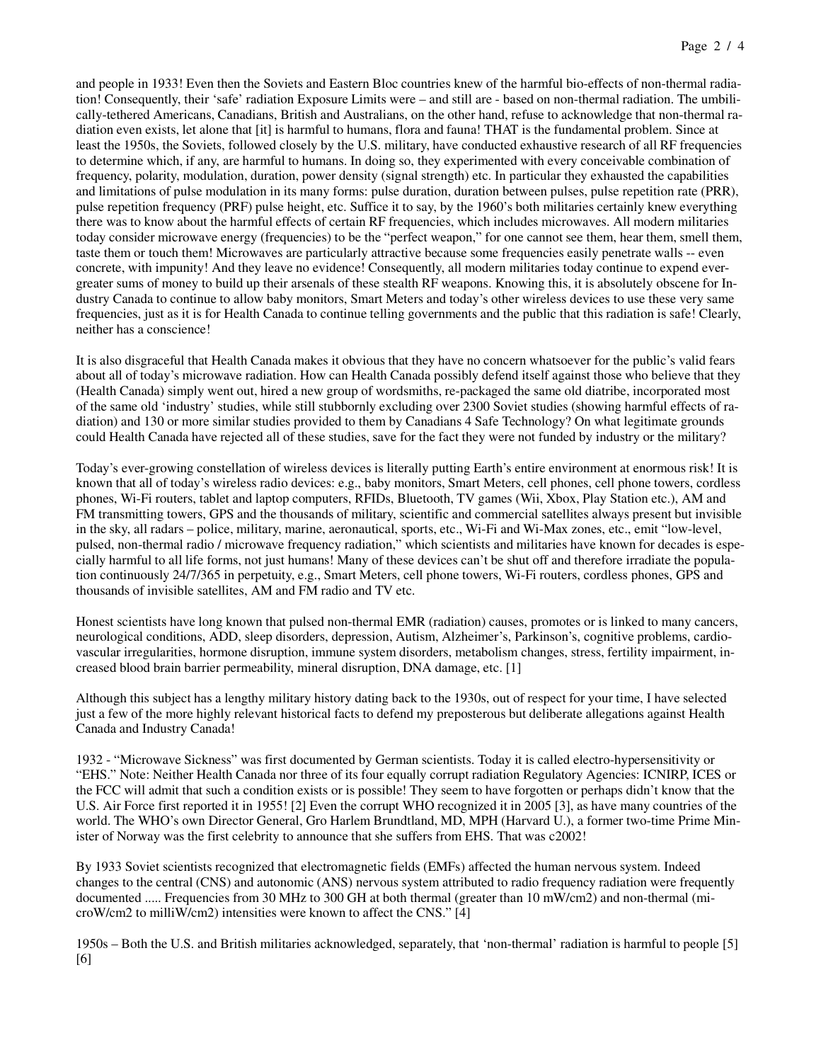and people in 1933! Even then the Soviets and Eastern Bloc countries knew of the harmful bio-effects of non-thermal radiation! Consequently, their 'safe' radiation Exposure Limits were – and still are - based on non-thermal radiation. The umbilically-tethered Americans, Canadians, British and Australians, on the other hand, refuse to acknowledge that non-thermal radiation even exists, let alone that [it] is harmful to humans, flora and fauna! THAT is the fundamental problem. Since at least the 1950s, the Soviets, followed closely by the U.S. military, have conducted exhaustive research of all RF frequencies to determine which, if any, are harmful to humans. In doing so, they experimented with every conceivable combination of frequency, polarity, modulation, duration, power density (signal strength) etc. In particular they exhausted the capabilities and limitations of pulse modulation in its many forms: pulse duration, duration between pulses, pulse repetition rate (PRR), pulse repetition frequency (PRF) pulse height, etc. Suffice it to say, by the 1960's both militaries certainly knew everything there was to know about the harmful effects of certain RF frequencies, which includes microwaves. All modern militaries today consider microwave energy (frequencies) to be the "perfect weapon," for one cannot see them, hear them, smell them, taste them or touch them! Microwaves are particularly attractive because some frequencies easily penetrate walls -- even concrete, with impunity! And they leave no evidence! Consequently, all modern militaries today continue to expend ever-greater sums of money to build up their arsenals of these stealth RF weapons. Knowing this, it is absolutely obscene for Industry Canada to continue to allow baby monitors, Smart Meters and today's other wireless devices to use these very same frequencies, just as it is for Health Canada to continue telling governments and the public that this radiation is safe! Clearly, neither has a conscience!

It is also disgraceful that Health Canada makes it obvious that they have no concern whatsoever for the public's valid fears about all of today's microwave radiation. How can Health Canada possibly defend itself against those who believe that they (Health Canada) simply went out, hired a new group of wordsmiths, re-packaged the same old diatribe, incorporated most of the same old 'industry' studies, while still stubbornly excluding over 2300 Soviet studies (showing harmful effects of radiation) and 130 or more similar studies provided to them by Canadians 4 Safe Technology? On what legitimate grounds could Health Canada have rejected all of these studies, save for the fact they were not funded by industry or the military?

Today's ever-growing constellation of wireless devices is literally putting Earth's entire environment at enormous risk! It is known that all of today's wireless radio devices: e.g., baby monitors, Smart Meters, cell phones, cell phone towers, cordless phones, Wi-Fi routers, tablet and laptop computers, RFIDs, Bluetooth, TV games (Wii, Xbox, Play Station etc.), AM and FM transmitting towers, GPS and the thousands of military, scientific and commercial satellites always present but invisible in the sky, all radars – police, military, marine, aeronautical, sports, etc., Wi-Fi and Wi-Max zones, etc., emit "low-level, pulsed, non-thermal radio / microwave frequency radiation," which scientists and militaries have known for decades is especially harmful to all life forms, not just humans! Many of these devices can't be shut off and therefore irradiate the population continuously 24/7/365 in perpetuity, e.g., Smart Meters, cell phone towers, Wi-Fi routers, cordless phones, GPS and thousands of invisible satellites, AM and FM radio and TV etc.

Honest scientists have long known that pulsed non-thermal EMR (radiation) causes, promotes or is linked to many cancers, neurological conditions, ADD, sleep disorders, depression, Autism, Alzheimer's, Parkinson's, cognitive problems, cardiovascular irregularities, hormone disruption, immune system disorders, metabolism changes, stress, fertility impairment, increased blood brain barrier permeability, mineral disruption, DNA damage, etc. [1]

Although this subject has a lengthy military history dating back to the 1930s, out of respect for your time, I have selected just a few of the more highly relevant historical facts to defend my preposterous but deliberate allegations against Health Canada and Industry Canada!

1932 - "Microwave Sickness" was first documented by German scientists. Today it is called electro-hypersensitivity or "EHS." Note: Neither Health Canada nor three of its four equally corrupt radiation Regulatory Agencies: ICNIRP, ICES or the FCC will admit that such a condition exists or is possible! They seem to have forgotten or perhaps didn't know that the U.S. Air Force first reported it in 1955! [2] Even the corrupt WHO recognized it in 2005 [3], as have many countries of the world. The WHO's own Director General, Gro Harlem Brundtland, MD, MPH (Harvard U.), a former two-time Prime Minister of Norway was the first celebrity to announce that she suffers from EHS. That was c2002!

By 1933 Soviet scientists recognized that electromagnetic fields (EMFs) affected the human nervous system. Indeed changes to the central (CNS) and autonomic (ANS) nervous system attributed to radio frequency radiation were frequently documented ..... Frequencies from 30 MHz to 300 GH at both thermal (greater than 10 mW/cm2) and non-thermal (microW/cm2 to milliW/cm2) intensities were known to affect the CNS." [4]

1950s – Both the U.S. and British militaries acknowledged, separately, that 'non-thermal' radiation is harmful to people [5] [6]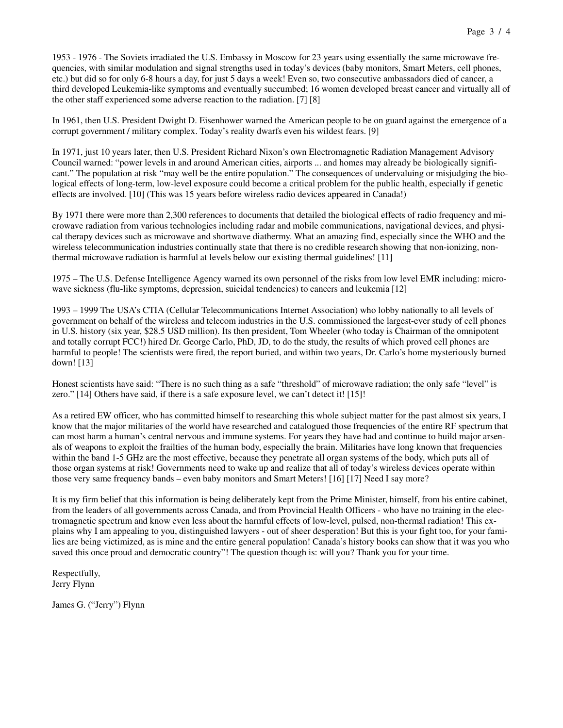1953 - 1976 - The Soviets irradiated the U.S. Embassy in Moscow for 23 years using essentially the same microwave frequencies, with similar modulation and signal strengths used in today's devices (baby monitors, Smart Meters, cell phones, etc.) but did so for only 6-8 hours a day, for just 5 days a week! Even so, two consecutive ambassadors died of cancer, a third developed Leukemia-like symptoms and eventually succumbed; 16 women developed breast cancer and virtually all of the other staff experienced some adverse reaction to the radiation. [7] [8]

In 1961, then U.S. President Dwight D. Eisenhower warned the American people to be on guard against the emergence of a corrupt government / military complex. Today's reality dwarfs even his wildest fears. [9]

In 1971, just 10 years later, then U.S. President Richard Nixon's own Electromagnetic Radiation Management Advisory Council warned: "power levels in and around American cities, airports ... and homes may already be biologically significant." The population at risk "may well be the entire population." The consequences of undervaluing or misjudging the biological effects of long-term, low-level exposure could become a critical problem for the public health, especially if genetic effects are involved. [10] (This was 15 years before wireless radio devices appeared in Canada!)

By 1971 there were more than 2,300 references to documents that detailed the biological effects of radio frequency and microwave radiation from various technologies including radar and mobile communications, navigational devices, and physical therapy devices such as microwave and shortwave diathermy. What an amazing find, especially since the WHO and the wireless telecommunication industries continually state that there is no credible research showing that non-ionizing, non-thermal microwave radiation is harmful at levels below our existing thermal guidelines! [11]

1975 – The U.S. Defense Intelligence Agency warned its own personnel of the risks from low level EMR including: microwave sickness (flu-like symptoms, depression, suicidal tendencies) to cancers and leukemia [12]

1993 – 1999 The USA's CTIA (Cellular Telecommunications Internet Association) who lobby nationally to all levels of government on behalf of the wireless and telecom industries in the U.S. commissioned the largest-ever study of cell phones in U.S. history (six year, $28.5 USD million). Its then president, Tom Wheeler (who today is Chairman of the omnipotent and totally corrupt FCC!) hired Dr. George Carlo, PhD, JD, to do the study, the results of which proved cell phones are harmful to people! The scientists were fired, the report buried, and within two years, Dr. Carlo's home mysteriously burned down! [13]

Honest scientists have said: "There is no such thing as a safe "threshold" of microwave radiation; the only safe "level" is zero." [14] Others have said, if there is a safe exposure level, we can't detect it! [15]!

As a retired EW officer, who has committed himself to researching this whole subject matter for the past almost six years, I know that the major militaries of the world have researched and catalogued those frequencies of the entire RF spectrum that can most harm a human's central nervous and immune systems. For years they have had and continue to build major arsenals of weapons to exploit the frailties of the human body, especially the brain. Militaries have long known that frequencies within the band 1-5 GHz are the most effective, because they penetrate all organ systems of the body, which puts all of those organ systems at risk! Governments need to wake up and realize that all of today's wireless devices operate within those very same frequency bands – even baby monitors and Smart Meters! [16] [17] Need I say more?

It is my firm belief that this information is being deliberately kept from the Prime Minister, himself, from his entire cabinet, from the leaders of all governments across Canada, and from Provincial Health Officers - who have no training in the electromagnetic spectrum and know even less about the harmful effects of low-level, pulsed, non-thermal radiation! This explains why I am appealing to you, distinguished lawyers - out of sheer desperation! But this is your fight too, for your families are being victimized, as is mine and the entire general population! Canada's history books can show that it was you who saved this once proud and democratic country"! The question though is: will you? Thank you for your time.

Respectfully,
Jerry Flynn

James G. ("Jerry") Flynn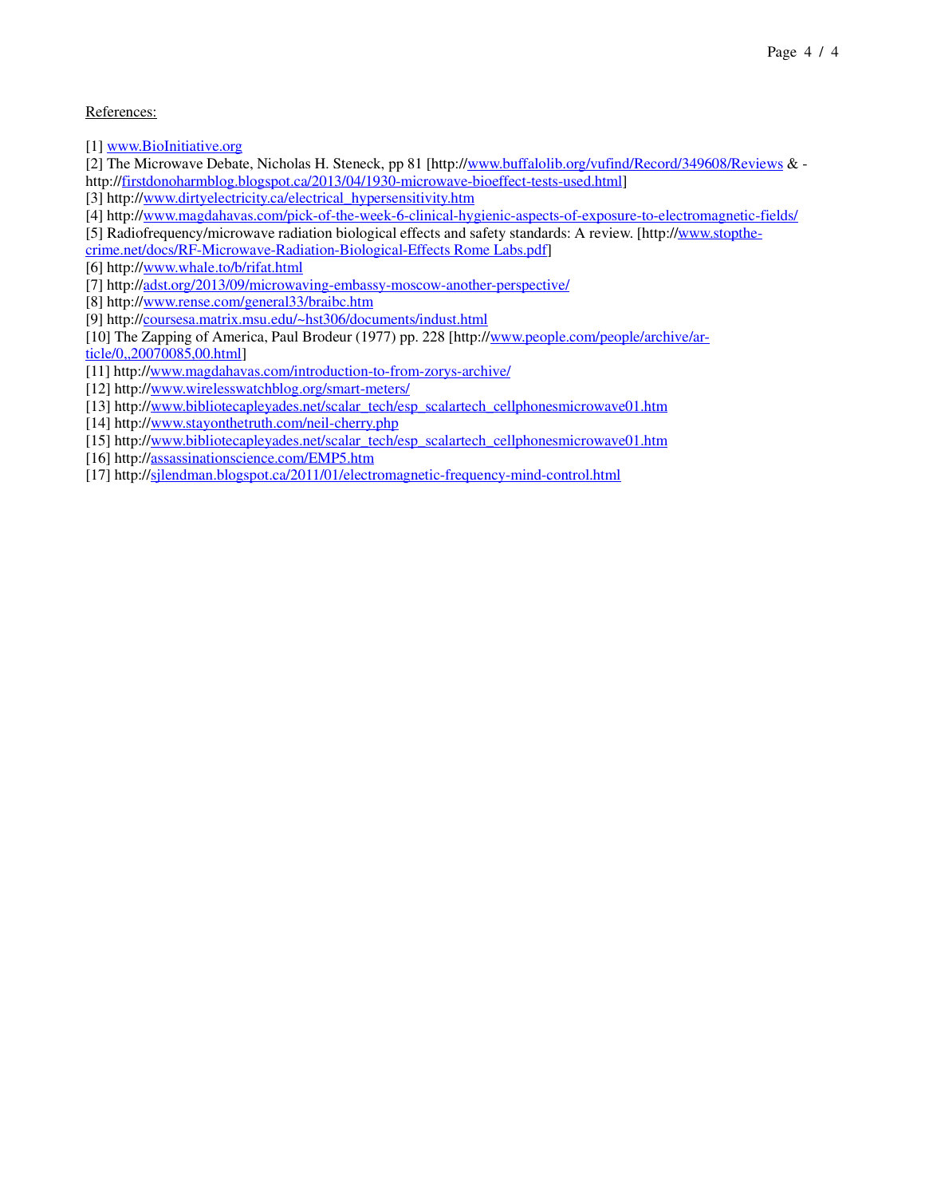References:

[1] www.BioInitiative.org  
[2] The Microwave Debate, Nicholas H. Steneck, pp 81 [http://www.buffalolib.org/vufind/Record/349608/Reviews & -http://firstdonoharmblog.blogspot.ca/2013/04/1930-microwave-bioeffect-tests-used.html]  
[3] http://www.dirtyelectricity.ca/electrical_hypersensitivity.htm  
[4] http://www.magdahavas.com/pick-of-the-week-6-clinical-hygienic-aspects-of-exposure-to-electromagnetic-fields/  
[5] Radiofrequency/microwave radiation biological effects and safety standards: A review. [http://www.stopthe-crime.net/docs/RF-Microwave-Radiation-Biological-Effects Rome Labs.pdf]  
[6] http://www.whale.to/b/rifat.html  
[7] http://adst.org/2013/09/microwaving-embassy-moscow-another-perspective/  
[8] http://www.rense.com/general33/braibc.htm  
[9] http://coursesa.matrix.msu.edu/~hst306/documents/indust.html  
[10] The Zapping of America, Paul Brodeur (1977) pp. 228 [http://www.people.com/people/archive/article/0,,20070085,00.html]  
[11] http://www.magdahavas.com/introduction-to-from-zorys-archive/  
[12] http://www.wirelesswatchblog.org/smart-meters/  
[13] http://www.bibliotecapleyades.net/scalar_tech/esp_scalartech_cellphonesmicrowave01.htm  
[14] http://www.stayonthetruth.com/neil-cherry.php  
[15] http://www.bibliotecapleyades.net/scalar_tech/esp_scalartech_cellphonesmicrowave01.htm  
[16] http://assassinationscience.com/EMP5.htm  
[17] http://sjlendman.blogspot.ca/2011/01/electromagnetic-frequency-mind-control.html